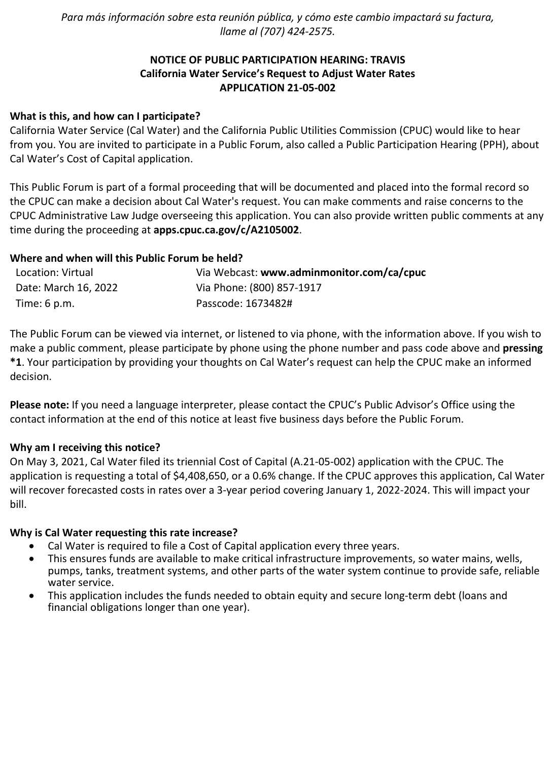*Para más información sobre esta reunión pública, y cómo este cambio impactará su factura, llame al (707) 424-2575.*

# NOTICE OF PUBLIC PARTICIPATION HEARING: TRAVIS
## California Water Service's Request to Adjust Water Rates
## APPLICATION 21-05-002

**What is this, and how can I participate?**

California Water Service (Cal Water) and the California Public Utilities Commission (CPUC) would like to hear from you. You are invited to participate in a Public Forum, also called a Public Participation Hearing (PPH), about Cal Water's Cost of Capital application.

This Public Forum is part of a formal proceeding that will be documented and placed into the formal record so the CPUC can make a decision about Cal Water's request. You can make comments and raise concerns to the CPUC Administrative Law Judge overseeing this application. You can also provide written public comments at any time during the proceeding at **apps.cpuc.ca.gov/c/A2105002**.

**Where and when will this Public Forum be held?**

| | |
|---|---|
| Location: Virtual | Via Webcast: **www.adminmonitor.com/ca/cpuc** |
| Date: March 16, 2022 | Via Phone: (800) 857-1917 |
| Time: 6 p.m. | Passcode: 1673482# |

The Public Forum can be viewed via internet, or listened to via phone, with the information above. If you wish to make a public comment, please participate by phone using the phone number and pass code above and **pressing *1**. Your participation by providing your thoughts on Cal Water's request can help the CPUC make an informed decision.

**Please note:** If you need a language interpreter, please contact the CPUC's Public Advisor's Office using the contact information at the end of this notice at least five business days before the Public Forum.

**Why am I receiving this notice?**

On May 3, 2021, Cal Water filed its triennial Cost of Capital (A.21-05-002) application with the CPUC. The application is requesting a total of $4,408,650, or a 0.6% change. If the CPUC approves this application, Cal Water will recover forecasted costs in rates over a 3-year period covering January 1, 2022-2024. This will impact your bill.

**Why is Cal Water requesting this rate increase?**

- Cal Water is required to file a Cost of Capital application every three years.
- This ensures funds are available to make critical infrastructure improvements, so water mains, wells, pumps, tanks, treatment systems, and other parts of the water system continue to provide safe, reliable water service.
- This application includes the funds needed to obtain equity and secure long-term debt (loans and financial obligations longer than one year).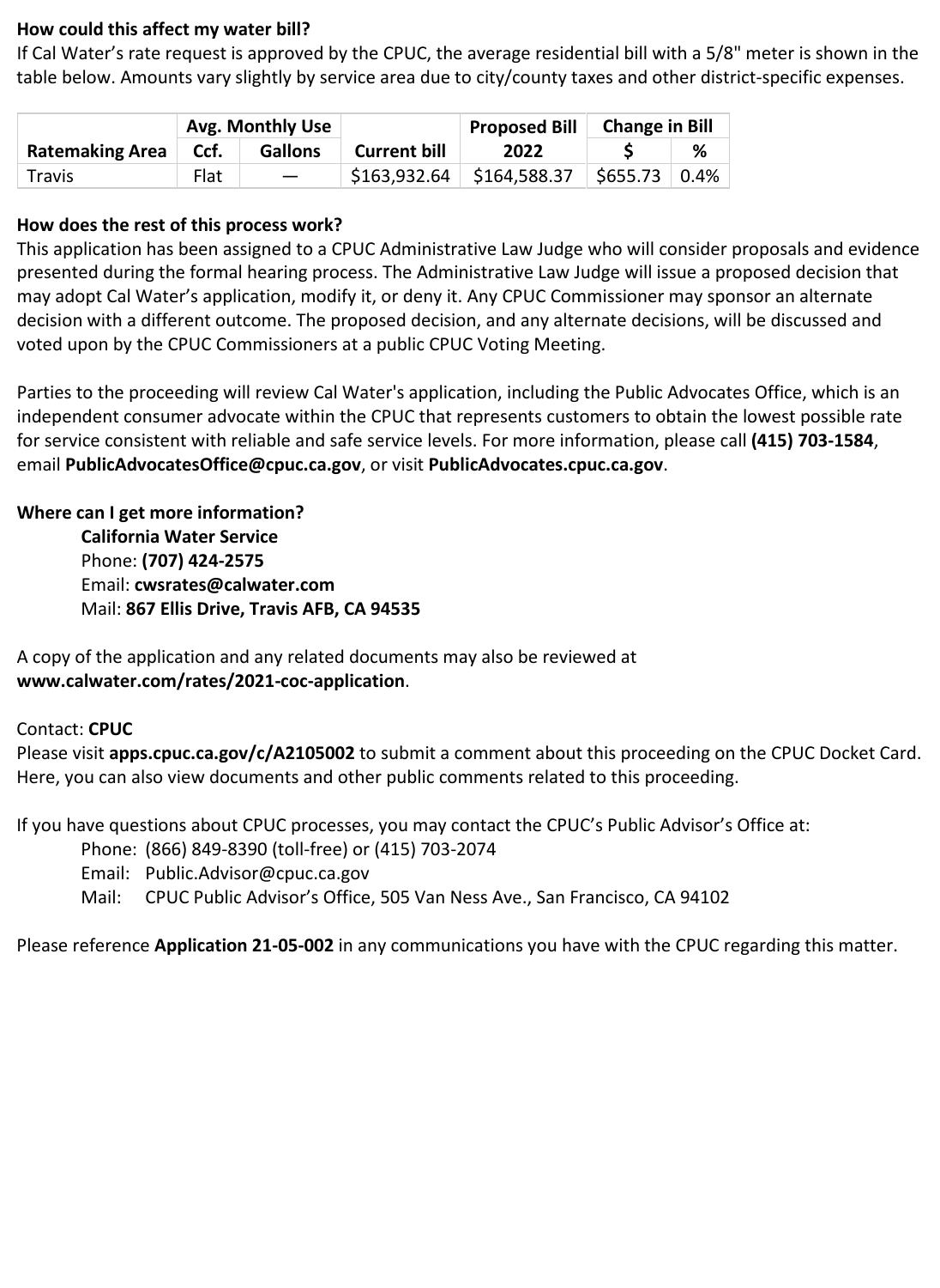**How could this affect my water bill?**

If Cal Water's rate request is approved by the CPUC, the average residential bill with a 5/8" meter is shown in the table below. Amounts vary slightly by service area due to city/county taxes and other district-specific expenses.

| | Avg. Monthly Use | | | Proposed Bill | Change in Bill | |
|---|---|---|---|---|---|---|
| **Ratemaking Area** | **Ccf.** | **Gallons** | **Current bill** | **2022** | **$** | **%** |
| Travis | Flat | — | $163,932.64 | $164,588.37 | $655.73 | 0.4% |

**How does the rest of this process work?**

This application has been assigned to a CPUC Administrative Law Judge who will consider proposals and evidence presented during the formal hearing process. The Administrative Law Judge will issue a proposed decision that may adopt Cal Water's application, modify it, or deny it. Any CPUC Commissioner may sponsor an alternate decision with a different outcome. The proposed decision, and any alternate decisions, will be discussed and voted upon by the CPUC Commissioners at a public CPUC Voting Meeting.

Parties to the proceeding will review Cal Water's application, including the Public Advocates Office, which is an independent consumer advocate within the CPUC that represents customers to obtain the lowest possible rate for service consistent with reliable and safe service levels. For more information, please call **(415) 703-1584**, email **PublicAdvocatesOffice@cpuc.ca.gov**, or visit **PublicAdvocates.cpuc.ca.gov**.

**Where can I get more information?**

**California Water Service**
Phone: **(707) 424-2575**
Email: **cwsrates@calwater.com**
Mail: **867 Ellis Drive, Travis AFB, CA 94535**

A copy of the application and any related documents may also be reviewed at **www.calwater.com/rates/2021-coc-application**.

Contact: **CPUC**
Please visit **apps.cpuc.ca.gov/c/A2105002** to submit a comment about this proceeding on the CPUC Docket Card. Here, you can also view documents and other public comments related to this proceeding.

If you have questions about CPUC processes, you may contact the CPUC's Public Advisor's Office at:

Phone: (866) 849-8390 (toll-free) or (415) 703-2074
Email: Public.Advisor@cpuc.ca.gov
Mail: CPUC Public Advisor's Office, 505 Van Ness Ave., San Francisco, CA 94102

Please reference **Application 21-05-002** in any communications you have with the CPUC regarding this matter.